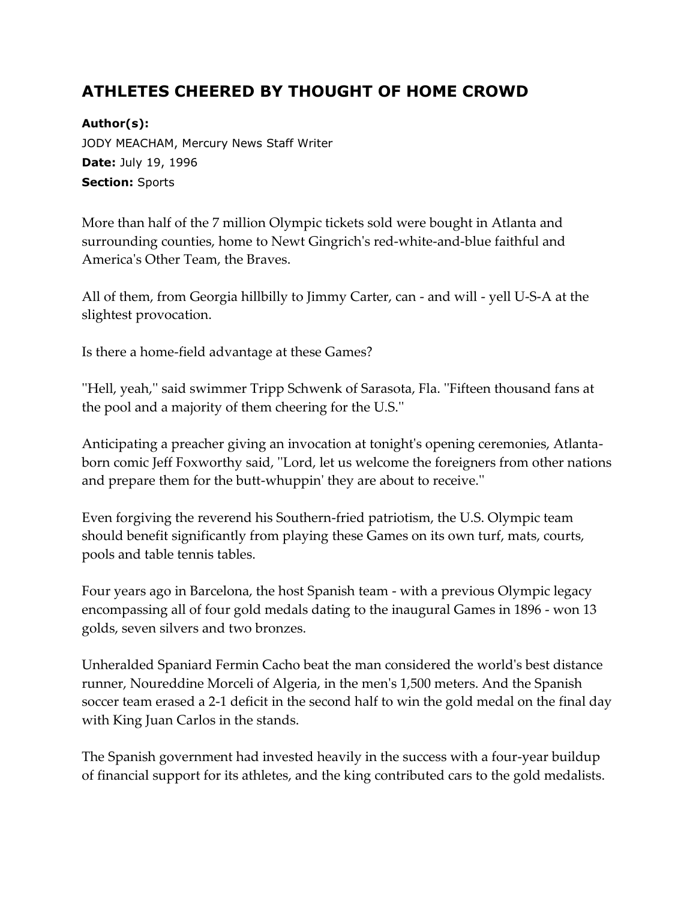# ATHLETES CHEERED BY THOUGHT OF HOME CROWD

**Author(s):**
JODY MEACHAM, Mercury News Staff Writer
**Date:** July 19, 1996
**Section:** Sports

More than half of the 7 million Olympic tickets sold were bought in Atlanta and surrounding counties, home to Newt Gingrich's red-white-and-blue faithful and America's Other Team, the Braves.

All of them, from Georgia hillbilly to Jimmy Carter, can - and will - yell U-S-A at the slightest provocation.

Is there a home-field advantage at these Games?

''Hell, yeah,'' said swimmer Tripp Schwenk of Sarasota, Fla. ''Fifteen thousand fans at the pool and a majority of them cheering for the U.S.''

Anticipating a preacher giving an invocation at tonight's opening ceremonies, Atlanta-born comic Jeff Foxworthy said, ''Lord, let us welcome the foreigners from other nations and prepare them for the butt-whuppin' they are about to receive.''

Even forgiving the reverend his Southern-fried patriotism, the U.S. Olympic team should benefit significantly from playing these Games on its own turf, mats, courts, pools and table tennis tables.

Four years ago in Barcelona, the host Spanish team - with a previous Olympic legacy encompassing all of four gold medals dating to the inaugural Games in 1896 - won 13 golds, seven silvers and two bronzes.

Unheralded Spaniard Fermin Cacho beat the man considered the world's best distance runner, Noureddine Morceli of Algeria, in the men's 1,500 meters. And the Spanish soccer team erased a 2-1 deficit in the second half to win the gold medal on the final day with King Juan Carlos in the stands.

The Spanish government had invested heavily in the success with a four-year buildup of financial support for its athletes, and the king contributed cars to the gold medalists.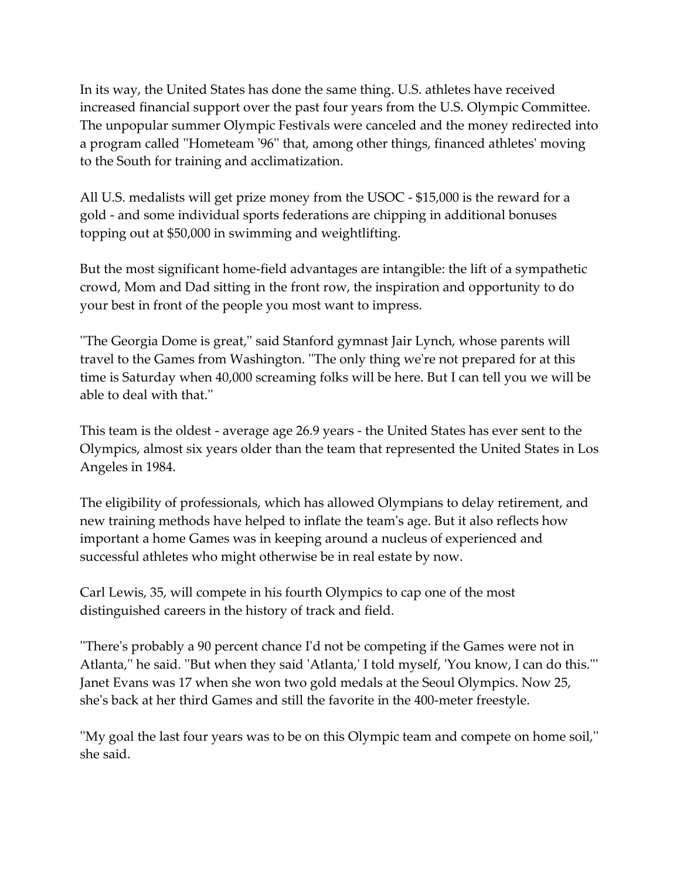In its way, the United States has done the same thing. U.S. athletes have received increased financial support over the past four years from the U.S. Olympic Committee. The unpopular summer Olympic Festivals were canceled and the money redirected into a program called ''Hometeam '96'' that, among other things, financed athletes' moving to the South for training and acclimatization.

All U.S. medalists will get prize money from the USOC - $15,000 is the reward for a gold - and some individual sports federations are chipping in additional bonuses topping out at $50,000 in swimming and weightlifting.

But the most significant home-field advantages are intangible: the lift of a sympathetic crowd, Mom and Dad sitting in the front row, the inspiration and opportunity to do your best in front of the people you most want to impress.

''The Georgia Dome is great,'' said Stanford gymnast Jair Lynch, whose parents will travel to the Games from Washington. ''The only thing we're not prepared for at this time is Saturday when 40,000 screaming folks will be here. But I can tell you we will be able to deal with that.''

This team is the oldest - average age 26.9 years - the United States has ever sent to the Olympics, almost six years older than the team that represented the United States in Los Angeles in 1984.

The eligibility of professionals, which has allowed Olympians to delay retirement, and new training methods have helped to inflate the team's age. But it also reflects how important a home Games was in keeping around a nucleus of experienced and successful athletes who might otherwise be in real estate by now.

Carl Lewis, 35, will compete in his fourth Olympics to cap one of the most distinguished careers in the history of track and field.

''There's probably a 90 percent chance I'd not be competing if the Games were not in Atlanta,'' he said. ''But when they said 'Atlanta,' I told myself, 'You know, I can do this.''' Janet Evans was 17 when she won two gold medals at the Seoul Olympics. Now 25, she's back at her third Games and still the favorite in the 400-meter freestyle.

''My goal the last four years was to be on this Olympic team and compete on home soil,'' she said.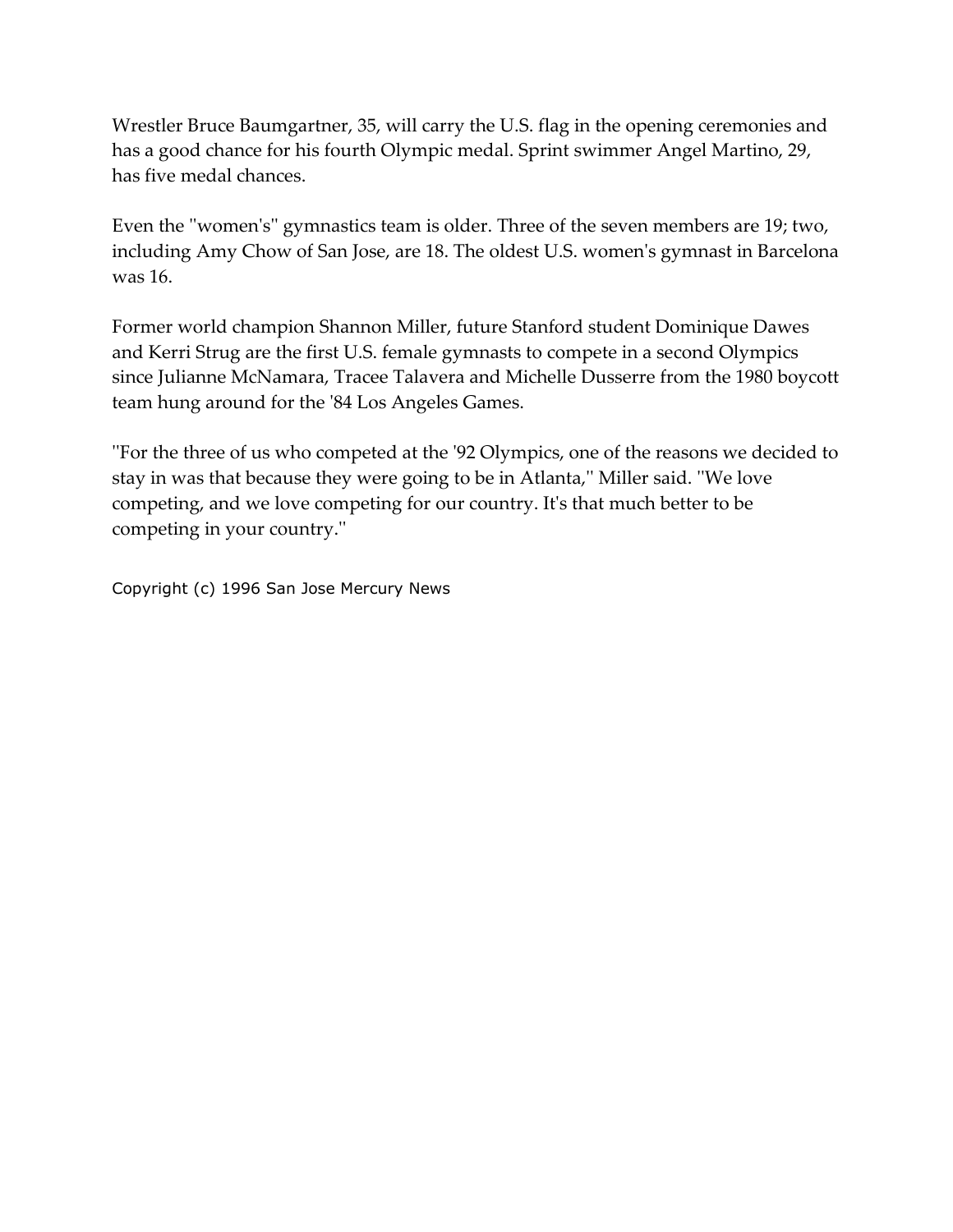Wrestler Bruce Baumgartner, 35, will carry the U.S. flag in the opening ceremonies and has a good chance for his fourth Olympic medal. Sprint swimmer Angel Martino, 29, has five medal chances.

Even the ''women's'' gymnastics team is older. Three of the seven members are 19; two, including Amy Chow of San Jose, are 18. The oldest U.S. women's gymnast in Barcelona was 16.

Former world champion Shannon Miller, future Stanford student Dominique Dawes and Kerri Strug are the first U.S. female gymnasts to compete in a second Olympics since Julianne McNamara, Tracee Talavera and Michelle Dusserre from the 1980 boycott team hung around for the '84 Los Angeles Games.

''For the three of us who competed at the '92 Olympics, one of the reasons we decided to stay in was that because they were going to be in Atlanta,'' Miller said. ''We love competing, and we love competing for our country. It's that much better to be competing in your country.''

Copyright (c) 1996 San Jose Mercury News